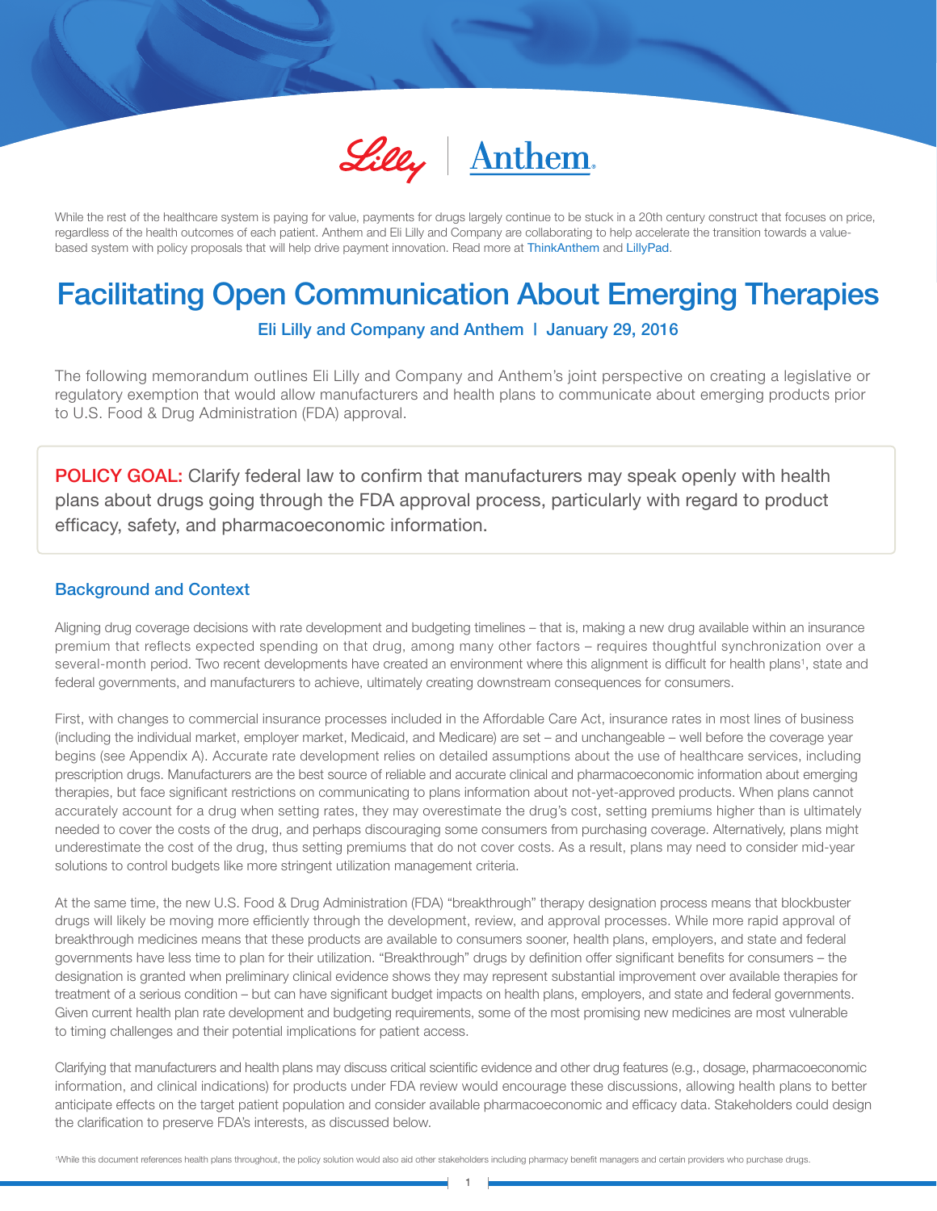Lilly | Anthem.

While the rest of the healthcare system is paying for value, payments for drugs largely continue to be stuck in a 20th century construct that focuses on price, regardless of the health outcomes of each patient. Anthem and Eli Lilly and Company are collaborating to help accelerate the transition towards a value-based system with policy proposals that will help drive payment innovation. Read more at ThinkAnthem and LillyPad.

# Facilitating Open Communication About Emerging Therapies

**Eli Lilly and Company and Anthem | January 29, 2016**

The following memorandum outlines Eli Lilly and Company and Anthem's joint perspective on creating a legislative or regulatory exemption that would allow manufacturers and health plans to communicate about emerging products prior to U.S. Food & Drug Administration (FDA) approval.

**POLICY GOAL:** Clarify federal law to confirm that manufacturers may speak openly with health plans about drugs going through the FDA approval process, particularly with regard to product efficacy, safety, and pharmacoeconomic information.

## Background and Context

Aligning drug coverage decisions with rate development and budgeting timelines – that is, making a new drug available within an insurance premium that reflects expected spending on that drug, among many other factors – requires thoughtful synchronization over a several-month period. Two recent developments have created an environment where this alignment is difficult for health plans[1], state and federal governments, and manufacturers to achieve, ultimately creating downstream consequences for consumers.

First, with changes to commercial insurance processes included in the Affordable Care Act, insurance rates in most lines of business (including the individual market, employer market, Medicaid, and Medicare) are set – and unchangeable – well before the coverage year begins (see Appendix A). Accurate rate development relies on detailed assumptions about the use of healthcare services, including prescription drugs. Manufacturers are the best source of reliable and accurate clinical and pharmacoeconomic information about emerging therapies, but face significant restrictions on communicating to plans information about not-yet-approved products. When plans cannot accurately account for a drug when setting rates, they may overestimate the drug's cost, setting premiums higher than is ultimately needed to cover the costs of the drug, and perhaps discouraging some consumers from purchasing coverage. Alternatively, plans might underestimate the cost of the drug, thus setting premiums that do not cover costs. As a result, plans may need to consider mid-year solutions to control budgets like more stringent utilization management criteria.

At the same time, the new U.S. Food & Drug Administration (FDA) "breakthrough" therapy designation process means that blockbuster drugs will likely be moving more efficiently through the development, review, and approval processes. While more rapid approval of breakthrough medicines means that these products are available to consumers sooner, health plans, employers, and state and federal governments have less time to plan for their utilization. "Breakthrough" drugs by definition offer significant benefits for consumers – the designation is granted when preliminary clinical evidence shows they may represent substantial improvement over available therapies for treatment of a serious condition – but can have significant budget impacts on health plans, employers, and state and federal governments. Given current health plan rate development and budgeting requirements, some of the most promising new medicines are most vulnerable to timing challenges and their potential implications for patient access.

Clarifying that manufacturers and health plans may discuss critical scientific evidence and other drug features (e.g., dosage, pharmacoeconomic information, and clinical indications) for products under FDA review would encourage these discussions, allowing health plans to better anticipate effects on the target patient population and consider available pharmacoeconomic and efficacy data. Stakeholders could design the clarification to preserve FDA's interests, as discussed below.

[1] While this document references health plans throughout, the policy solution would also aid other stakeholders including pharmacy benefit managers and certain providers who purchase drugs.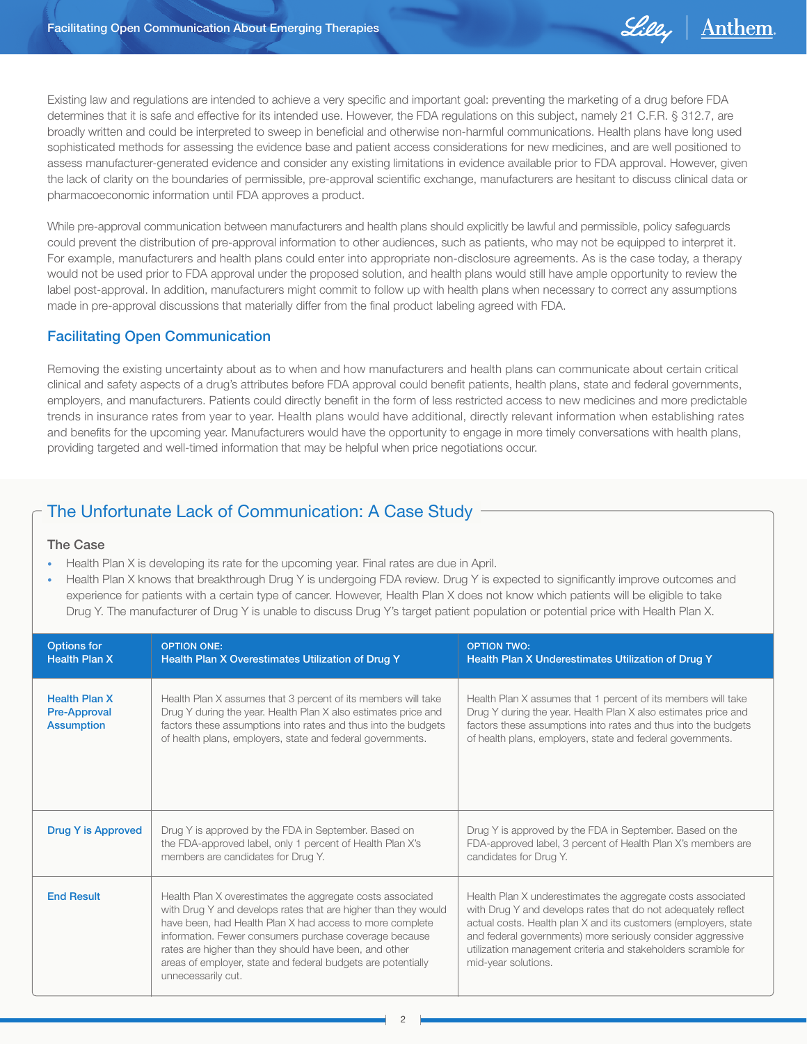Existing law and regulations are intended to achieve a very specific and important goal: preventing the marketing of a drug before FDA determines that it is safe and effective for its intended use. However, the FDA regulations on this subject, namely 21 C.F.R. § 312.7, are broadly written and could be interpreted to sweep in beneficial and otherwise non-harmful communications. Health plans have long used sophisticated methods for assessing the evidence base and patient access considerations for new medicines, and are well positioned to assess manufacturer-generated evidence and consider any existing limitations in evidence available prior to FDA approval. However, given the lack of clarity on the boundaries of permissible, pre-approval scientific exchange, manufacturers are hesitant to discuss clinical data or pharmacoeconomic information until FDA approves a product.

While pre-approval communication between manufacturers and health plans should explicitly be lawful and permissible, policy safeguards could prevent the distribution of pre-approval information to other audiences, such as patients, who may not be equipped to interpret it. For example, manufacturers and health plans could enter into appropriate non-disclosure agreements. As is the case today, a therapy would not be used prior to FDA approval under the proposed solution, and health plans would still have ample opportunity to review the label post-approval. In addition, manufacturers might commit to follow up with health plans when necessary to correct any assumptions made in pre-approval discussions that materially differ from the final product labeling agreed with FDA.

## Facilitating Open Communication

Removing the existing uncertainty about as to when and how manufacturers and health plans can communicate about certain critical clinical and safety aspects of a drug's attributes before FDA approval could benefit patients, health plans, state and federal governments, employers, and manufacturers. Patients could directly benefit in the form of less restricted access to new medicines and more predictable trends in insurance rates from year to year. Health plans would have additional, directly relevant information when establishing rates and benefits for the upcoming year. Manufacturers would have the opportunity to engage in more timely conversations with health plans, providing targeted and well-timed information that may be helpful when price negotiations occur.

## The Unfortunate Lack of Communication: A Case Study

### The Case

- Health Plan X is developing its rate for the upcoming year. Final rates are due in April.
- Health Plan X knows that breakthrough Drug Y is undergoing FDA review. Drug Y is expected to significantly improve outcomes and experience for patients with a certain type of cancer. However, Health Plan X does not know which patients will be eligible to take Drug Y. The manufacturer of Drug Y is unable to discuss Drug Y's target patient population or potential price with Health Plan X.

| Options for Health Plan X | OPTION ONE: Health Plan X Overestimates Utilization of Drug Y | OPTION TWO: Health Plan X Underestimates Utilization of Drug Y |
|---|---|---|
| Health Plan X Pre-Approval Assumption | Health Plan X assumes that 3 percent of its members will take Drug Y during the year. Health Plan X also estimates price and factors these assumptions into rates and thus into the budgets of health plans, employers, state and federal governments. | Health Plan X assumes that 1 percent of its members will take Drug Y during the year. Health Plan X also estimates price and factors these assumptions into rates and thus into the budgets of health plans, employers, state and federal governments. |
| Drug Y is Approved | Drug Y is approved by the FDA in September. Based on the FDA-approved label, only 1 percent of Health Plan X's members are candidates for Drug Y. | Drug Y is approved by the FDA in September. Based on the FDA-approved label, 3 percent of Health Plan X's members are candidates for Drug Y. |
| End Result | Health Plan X overestimates the aggregate costs associated with Drug Y and develops rates that are higher than they would have been, had Health Plan X had access to more complete information. Fewer consumers purchase coverage because rates are higher than they should have been, and other areas of employer, state and federal budgets are potentially unnecessarily cut. | Health Plan X underestimates the aggregate costs associated with Drug Y and develops rates that do not adequately reflect actual costs. Health plan X and its customers (employers, state and federal governments) more seriously consider aggressive utilization management criteria and stakeholders scramble for mid-year solutions. |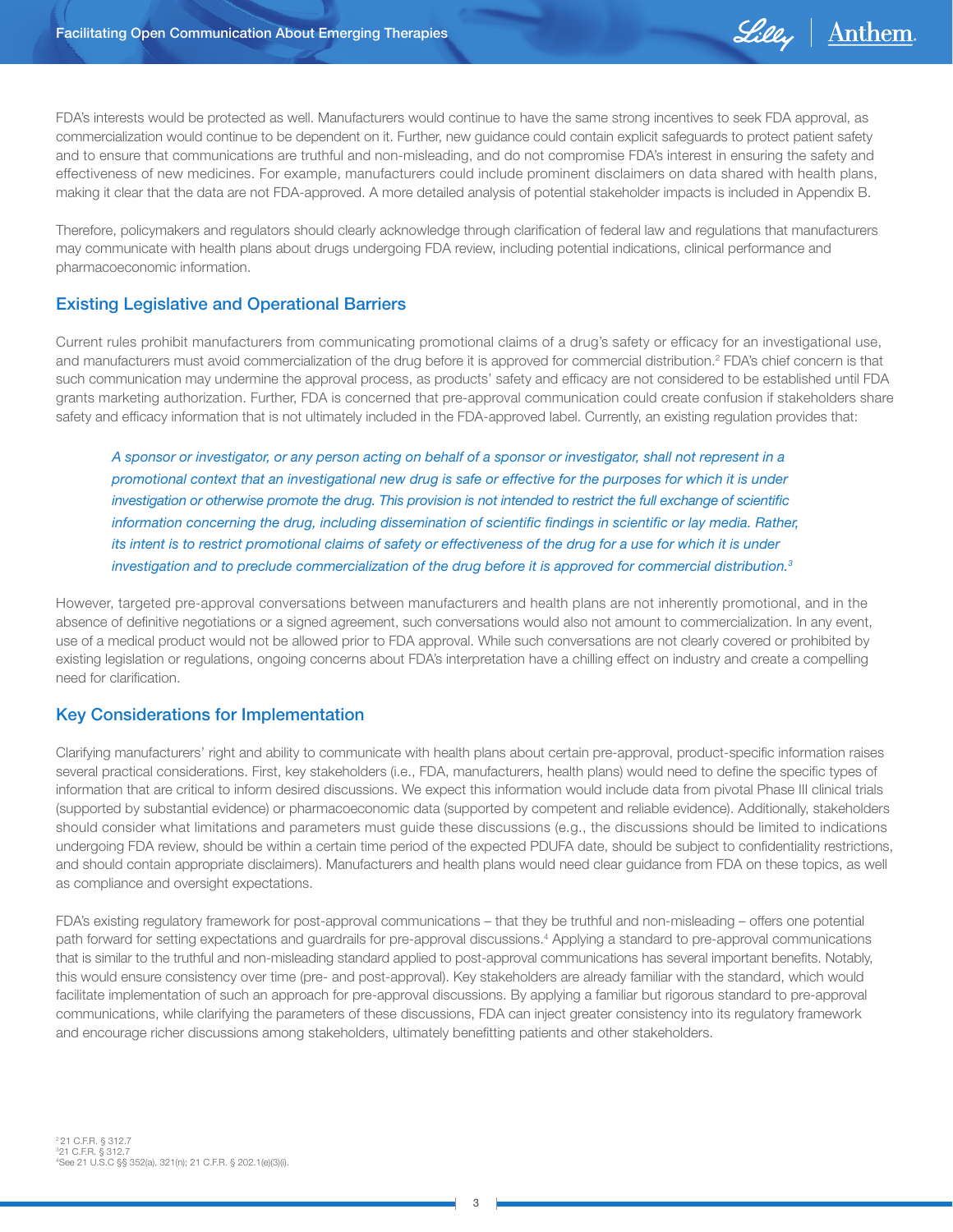FDA's interests would be protected as well. Manufacturers would continue to have the same strong incentives to seek FDA approval, as commercialization would continue to be dependent on it. Further, new guidance could contain explicit safeguards to protect patient safety and to ensure that communications are truthful and non-misleading, and do not compromise FDA's interest in ensuring the safety and effectiveness of new medicines. For example, manufacturers could include prominent disclaimers on data shared with health plans, making it clear that the data are not FDA-approved. A more detailed analysis of potential stakeholder impacts is included in Appendix B.

Therefore, policymakers and regulators should clearly acknowledge through clarification of federal law and regulations that manufacturers may communicate with health plans about drugs undergoing FDA review, including potential indications, clinical performance and pharmacoeconomic information.

## Existing Legislative and Operational Barriers

Current rules prohibit manufacturers from communicating promotional claims of a drug's safety or efficacy for an investigational use, and manufacturers must avoid commercialization of the drug before it is approved for commercial distribution.[2] FDA's chief concern is that such communication may undermine the approval process, as products' safety and efficacy are not considered to be established until FDA grants marketing authorization. Further, FDA is concerned that pre-approval communication could create confusion if stakeholders share safety and efficacy information that is not ultimately included in the FDA-approved label. Currently, an existing regulation provides that:

> *A sponsor or investigator, or any person acting on behalf of a sponsor or investigator, shall not represent in a promotional context that an investigational new drug is safe or effective for the purposes for which it is under investigation or otherwise promote the drug. This provision is not intended to restrict the full exchange of scientific information concerning the drug, including dissemination of scientific findings in scientific or lay media. Rather, its intent is to restrict promotional claims of safety or effectiveness of the drug for a use for which it is under investigation and to preclude commercialization of the drug before it is approved for commercial distribution.*[3]

However, targeted pre-approval conversations between manufacturers and health plans are not inherently promotional, and in the absence of definitive negotiations or a signed agreement, such conversations would also not amount to commercialization. In any event, use of a medical product would not be allowed prior to FDA approval. While such conversations are not clearly covered or prohibited by existing legislation or regulations, ongoing concerns about FDA's interpretation have a chilling effect on industry and create a compelling need for clarification.

## Key Considerations for Implementation

Clarifying manufacturers' right and ability to communicate with health plans about certain pre-approval, product-specific information raises several practical considerations. First, key stakeholders (i.e., FDA, manufacturers, health plans) would need to define the specific types of information that are critical to inform desired discussions. We expect this information would include data from pivotal Phase III clinical trials (supported by substantial evidence) or pharmacoeconomic data (supported by competent and reliable evidence). Additionally, stakeholders should consider what limitations and parameters must guide these discussions (e.g., the discussions should be limited to indications undergoing FDA review, should be within a certain time period of the expected PDUFA date, should be subject to confidentiality restrictions, and should contain appropriate disclaimers). Manufacturers and health plans would need clear guidance from FDA on these topics, as well as compliance and oversight expectations.

FDA's existing regulatory framework for post-approval communications – that they be truthful and non-misleading – offers one potential path forward for setting expectations and guardrails for pre-approval discussions.[4] Applying a standard to pre-approval communications that is similar to the truthful and non-misleading standard applied to post-approval communications has several important benefits. Notably, this would ensure consistency over time (pre- and post-approval). Key stakeholders are already familiar with the standard, which would facilitate implementation of such an approach for pre-approval discussions. By applying a familiar but rigorous standard to pre-approval communications, while clarifying the parameters of these discussions, FDA can inject greater consistency into its regulatory framework and encourage richer discussions among stakeholders, ultimately benefitting patients and other stakeholders.

[2] 21 C.F.R. § 312.7
[3] 21 C.F.R. § 312.7
[4] See 21 U.S.C §§ 352(a), 321(n); 21 C.F.R. § 202.1(e)(3)(i).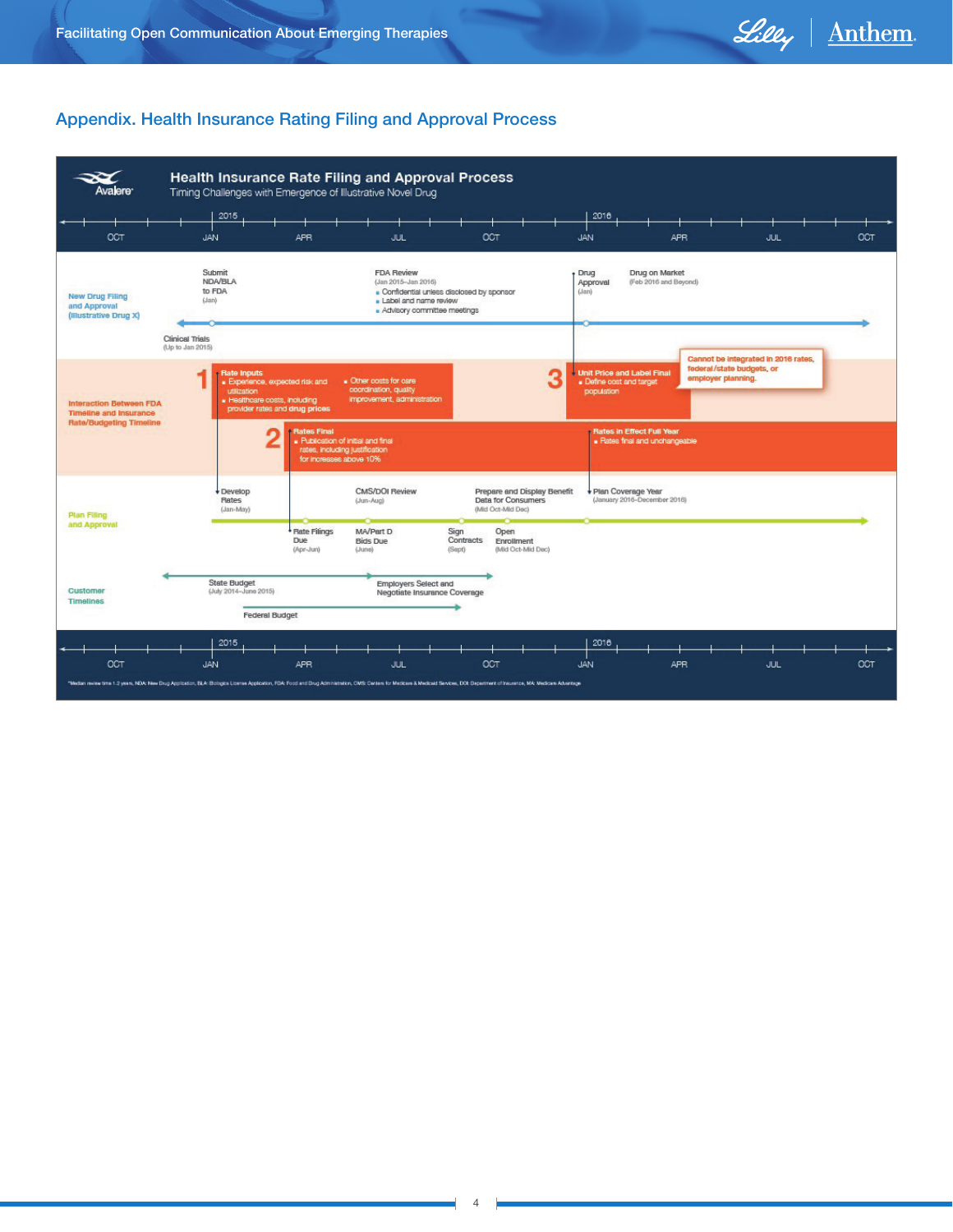## Appendix. Health Insurance Rating Filing and Approval Process

Avalere

Health Insurance Rate Filing and Approval Process

Timing Challenges with Emergence of Illustrative Novel Drug

2015 2016

OCT JAN APR JUL OCT JAN APR JUL OCT

New Drug Filing and Approval (Illustrative Drug X)

Submit NDA/BLA to FDA (Jan)

FDA Review (Jan 2015–Jan 2016)
- Confidential unless disclosed by sponsor
- Label and name review
- Advisory committee meetings

Drug Approval (Jan)

Drug on Market (Feb 2016 and Beyond)

Clinical Trials (Up to Jan 2015)

Interaction Between FDA Timeline and Insurance Rate/Budgeting Timeline

1 Rate Inputs
- Experience, expected risk and utilization
- Healthcare costs, including provider rates and **drug prices**
- Other costs for care coordination, quality improvement, administration

2 Rates Final
- Publication of initial and final rates, including justification for increases above 10%

3 Unit Price and Label Final
- Define cost and target population

**Cannot be integrated in 2016 rates, federal/state budgets, or employer planning.**

Rates in Effect Full Year
- Rates final and unchangeable

Plan Filing and Approval

Develop Rates (Jan-May)

CMS/DOI Review (Jun-Aug)

Prepare and Display Benefit Data for Consumers (Mid Oct-Mid Dec)

Plan Coverage Year (January 2016–December 2016)

Rate Filings Due (Apr-Jun)

MA/Part D Bids Due (June)

Sign Contracts (Sept)

Open Enrollment (Mid Oct-Mid Dec)

Customer Timelines

State Budget (July 2014–June 2015)

Employers Select and Negotiate Insurance Coverage

Federal Budget

2015 2016

OCT JAN APR JUL OCT JAN APR JUL OCT

*Median review time 1.2 years, NDA: New Drug Application, BLA: Biologics License Application, FDA: Food and Drug Administration, CMS: Centers for Medicare & Medicaid Services, DOI: Department of Insurance, MA: Medicare Advantage